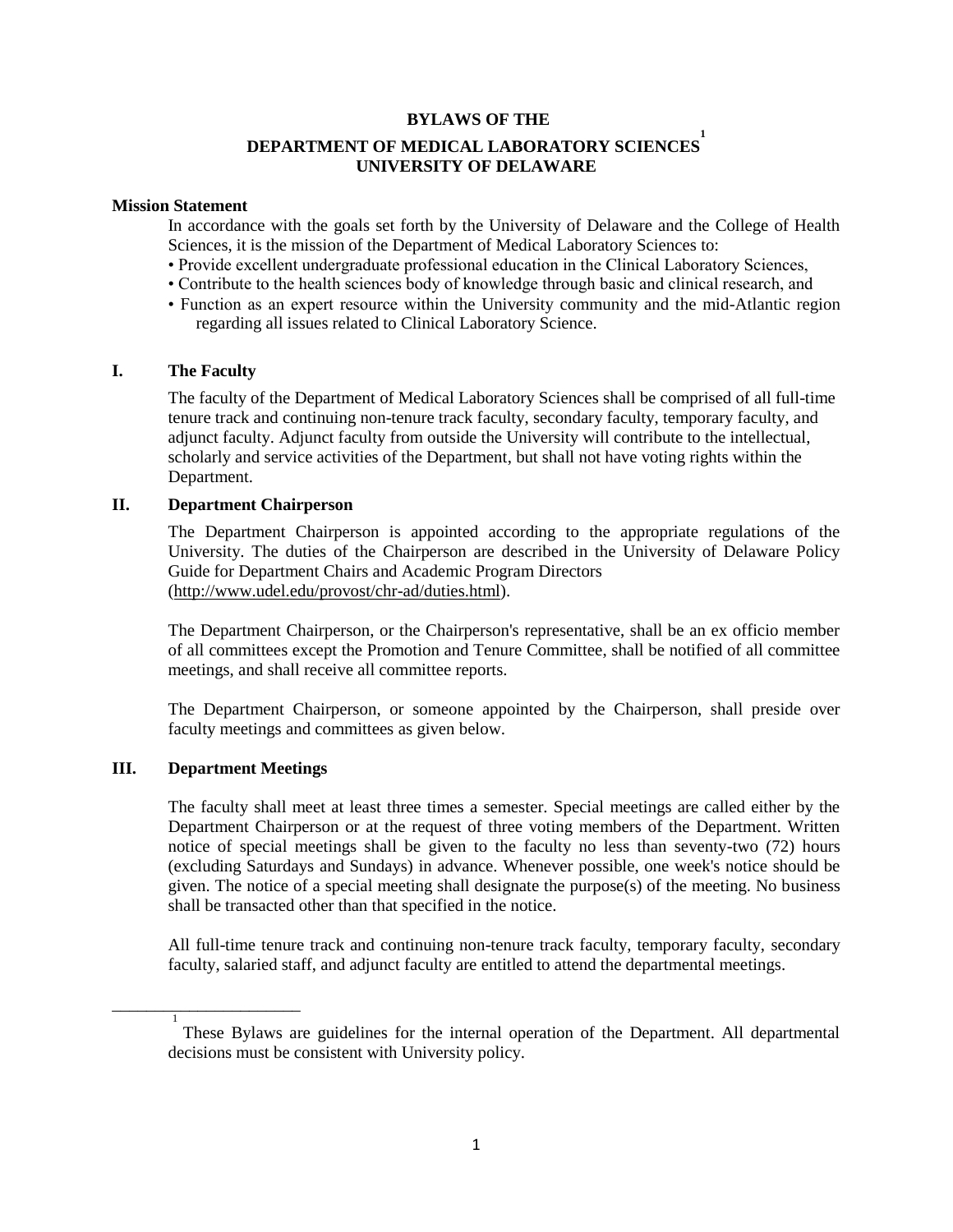# BYLAWS OF THE DEPARTMENT OF MEDICAL LABORATORY SCIENCES[1] UNIVERSITY OF DELAWARE

## Mission Statement

In accordance with the goals set forth by the University of Delaware and the College of Health Sciences, it is the mission of the Department of Medical Laboratory Sciences to:

- Provide excellent undergraduate professional education in the Clinical Laboratory Sciences,
- Contribute to the health sciences body of knowledge through basic and clinical research, and
- Function as an expert resource within the University community and the mid-Atlantic region regarding all issues related to Clinical Laboratory Science.

## I. The Faculty

The faculty of the Department of Medical Laboratory Sciences shall be comprised of all full-time tenure track and continuing non-tenure track faculty, secondary faculty, temporary faculty, and adjunct faculty. Adjunct faculty from outside the University will contribute to the intellectual, scholarly and service activities of the Department, but shall not have voting rights within the Department.

## II. Department Chairperson

The Department Chairperson is appointed according to the appropriate regulations of the University. The duties of the Chairperson are described in the University of Delaware Policy Guide for Department Chairs and Academic Program Directors (http://www.udel.edu/provost/chr-ad/duties.html).

The Department Chairperson, or the Chairperson's representative, shall be an ex officio member of all committees except the Promotion and Tenure Committee, shall be notified of all committee meetings, and shall receive all committee reports.

The Department Chairperson, or someone appointed by the Chairperson, shall preside over faculty meetings and committees as given below.

## III. Department Meetings

The faculty shall meet at least three times a semester. Special meetings are called either by the Department Chairperson or at the request of three voting members of the Department. Written notice of special meetings shall be given to the faculty no less than seventy-two (72) hours (excluding Saturdays and Sundays) in advance. Whenever possible, one week's notice should be given. The notice of a special meeting shall designate the purpose(s) of the meeting. No business shall be transacted other than that specified in the notice.

All full-time tenure track and continuing non-tenure track faculty, temporary faculty, secondary faculty, salaried staff, and adjunct faculty are entitled to attend the departmental meetings.

---

[1] These Bylaws are guidelines for the internal operation of the Department. All departmental decisions must be consistent with University policy.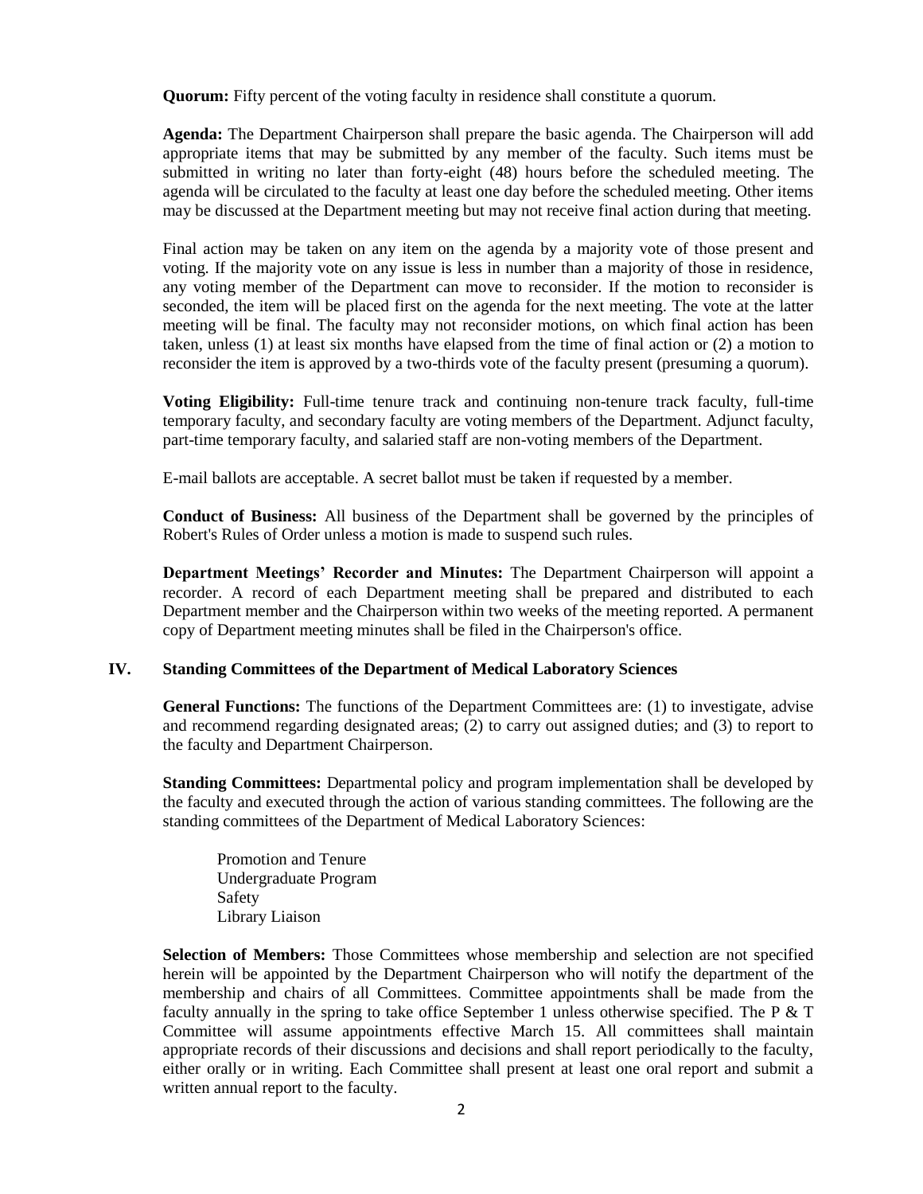**Quorum:** Fifty percent of the voting faculty in residence shall constitute a quorum.

**Agenda:** The Department Chairperson shall prepare the basic agenda. The Chairperson will add appropriate items that may be submitted by any member of the faculty. Such items must be submitted in writing no later than forty-eight (48) hours before the scheduled meeting. The agenda will be circulated to the faculty at least one day before the scheduled meeting. Other items may be discussed at the Department meeting but may not receive final action during that meeting.

Final action may be taken on any item on the agenda by a majority vote of those present and voting. If the majority vote on any issue is less in number than a majority of those in residence, any voting member of the Department can move to reconsider. If the motion to reconsider is seconded, the item will be placed first on the agenda for the next meeting. The vote at the latter meeting will be final. The faculty may not reconsider motions, on which final action has been taken, unless (1) at least six months have elapsed from the time of final action or (2) a motion to reconsider the item is approved by a two-thirds vote of the faculty present (presuming a quorum).

**Voting Eligibility:** Full-time tenure track and continuing non-tenure track faculty, full-time temporary faculty, and secondary faculty are voting members of the Department. Adjunct faculty, part-time temporary faculty, and salaried staff are non-voting members of the Department.

E-mail ballots are acceptable. A secret ballot must be taken if requested by a member.

**Conduct of Business:** All business of the Department shall be governed by the principles of Robert's Rules of Order unless a motion is made to suspend such rules.

**Department Meetings' Recorder and Minutes:** The Department Chairperson will appoint a recorder. A record of each Department meeting shall be prepared and distributed to each Department member and the Chairperson within two weeks of the meeting reported. A permanent copy of Department meeting minutes shall be filed in the Chairperson's office.

## IV. Standing Committees of the Department of Medical Laboratory Sciences

**General Functions:** The functions of the Department Committees are: (1) to investigate, advise and recommend regarding designated areas; (2) to carry out assigned duties; and (3) to report to the faculty and Department Chairperson.

**Standing Committees:** Departmental policy and program implementation shall be developed by the faculty and executed through the action of various standing committees. The following are the standing committees of the Department of Medical Laboratory Sciences:

- Promotion and Tenure
- Undergraduate Program
- Safety
- Library Liaison

**Selection of Members:** Those Committees whose membership and selection are not specified herein will be appointed by the Department Chairperson who will notify the department of the membership and chairs of all Committees. Committee appointments shall be made from the faculty annually in the spring to take office September 1 unless otherwise specified. The P & T Committee will assume appointments effective March 15. All committees shall maintain appropriate records of their discussions and decisions and shall report periodically to the faculty, either orally or in writing. Each Committee shall present at least one oral report and submit a written annual report to the faculty.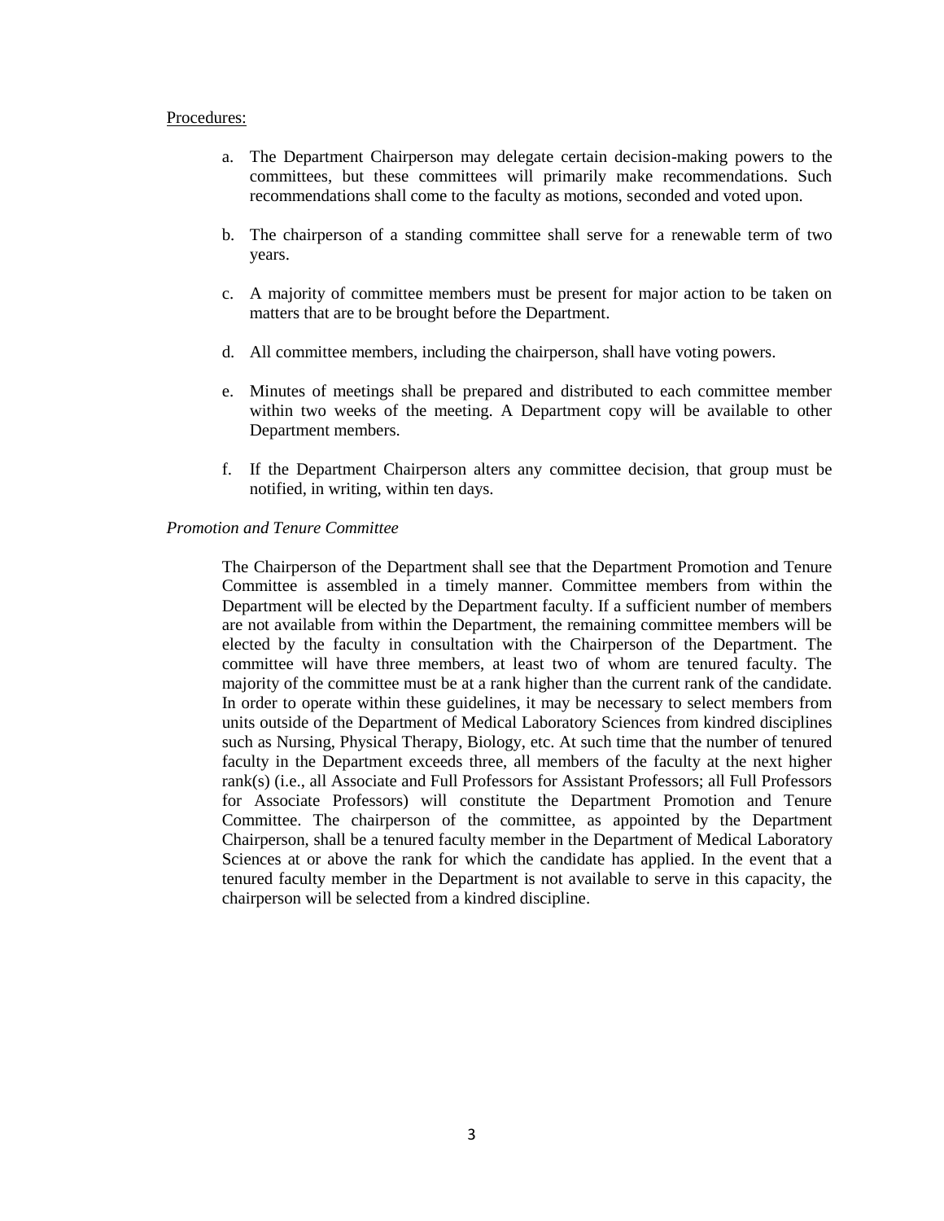<u>Procedures:</u>

a. The Department Chairperson may delegate certain decision-making powers to the committees, but these committees will primarily make recommendations. Such recommendations shall come to the faculty as motions, seconded and voted upon.

b. The chairperson of a standing committee shall serve for a renewable term of two years.

c. A majority of committee members must be present for major action to be taken on matters that are to be brought before the Department.

d. All committee members, including the chairperson, shall have voting powers.

e. Minutes of meetings shall be prepared and distributed to each committee member within two weeks of the meeting. A Department copy will be available to other Department members.

f. If the Department Chairperson alters any committee decision, that group must be notified, in writing, within ten days.

*Promotion and Tenure Committee*

The Chairperson of the Department shall see that the Department Promotion and Tenure Committee is assembled in a timely manner. Committee members from within the Department will be elected by the Department faculty. If a sufficient number of members are not available from within the Department, the remaining committee members will be elected by the faculty in consultation with the Chairperson of the Department. The committee will have three members, at least two of whom are tenured faculty. The majority of the committee must be at a rank higher than the current rank of the candidate. In order to operate within these guidelines, it may be necessary to select members from units outside of the Department of Medical Laboratory Sciences from kindred disciplines such as Nursing, Physical Therapy, Biology, etc. At such time that the number of tenured faculty in the Department exceeds three, all members of the faculty at the next higher rank(s) (i.e., all Associate and Full Professors for Assistant Professors; all Full Professors for Associate Professors) will constitute the Department Promotion and Tenure Committee. The chairperson of the committee, as appointed by the Department Chairperson, shall be a tenured faculty member in the Department of Medical Laboratory Sciences at or above the rank for which the candidate has applied. In the event that a tenured faculty member in the Department is not available to serve in this capacity, the chairperson will be selected from a kindred discipline.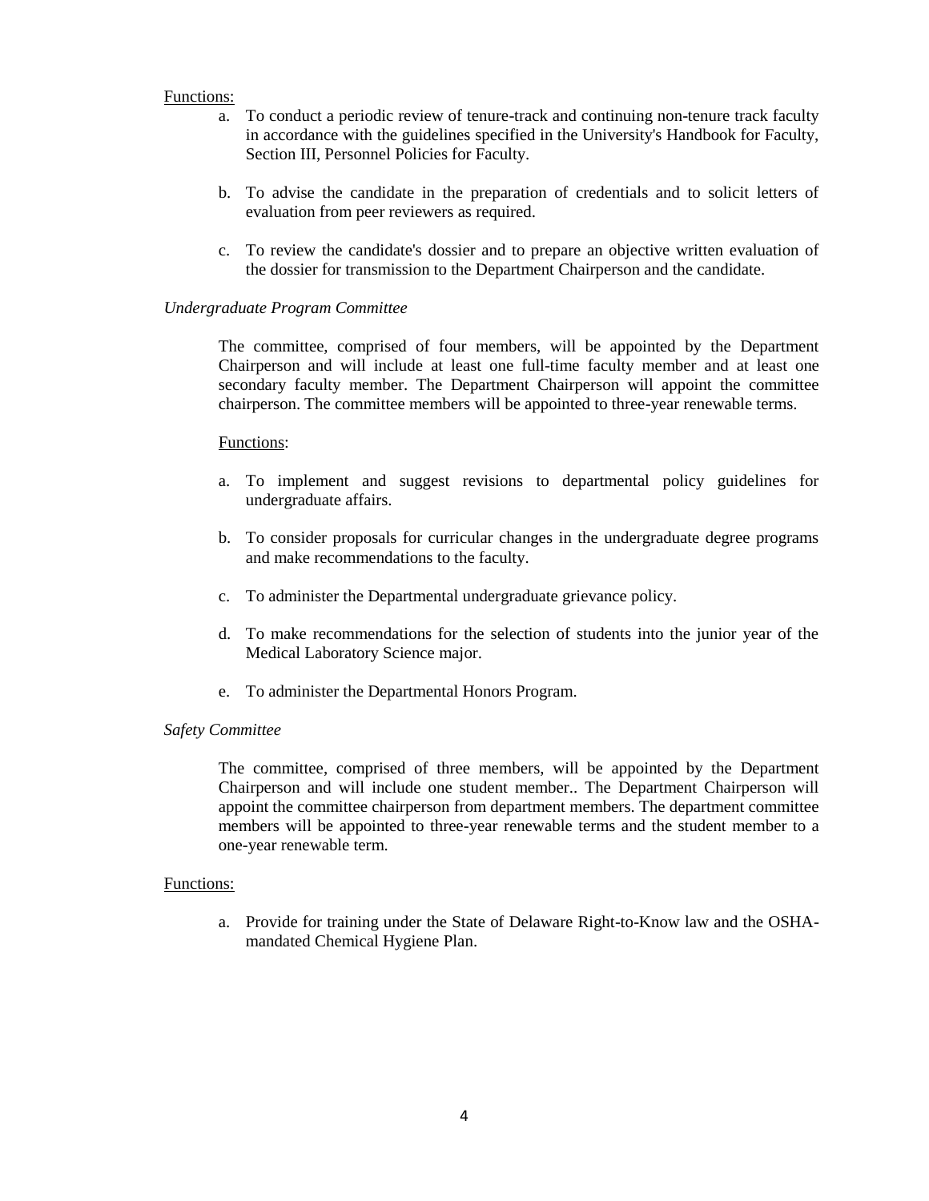Functions:

a. To conduct a periodic review of tenure-track and continuing non-tenure track faculty in accordance with the guidelines specified in the University's Handbook for Faculty, Section III, Personnel Policies for Faculty.

b. To advise the candidate in the preparation of credentials and to solicit letters of evaluation from peer reviewers as required.

c. To review the candidate's dossier and to prepare an objective written evaluation of the dossier for transmission to the Department Chairperson and the candidate.

*Undergraduate Program Committee*

The committee, comprised of four members, will be appointed by the Department Chairperson and will include at least one full-time faculty member and at least one secondary faculty member. The Department Chairperson will appoint the committee chairperson. The committee members will be appointed to three-year renewable terms.

Functions:

a. To implement and suggest revisions to departmental policy guidelines for undergraduate affairs.

b. To consider proposals for curricular changes in the undergraduate degree programs and make recommendations to the faculty.

c. To administer the Departmental undergraduate grievance policy.

d. To make recommendations for the selection of students into the junior year of the Medical Laboratory Science major.

e. To administer the Departmental Honors Program.

*Safety Committee*

The committee, comprised of three members, will be appointed by the Department Chairperson and will include one student member.. The Department Chairperson will appoint the committee chairperson from department members. The department committee members will be appointed to three-year renewable terms and the student member to a one-year renewable term.

Functions:

a. Provide for training under the State of Delaware Right-to-Know law and the OSHA-mandated Chemical Hygiene Plan.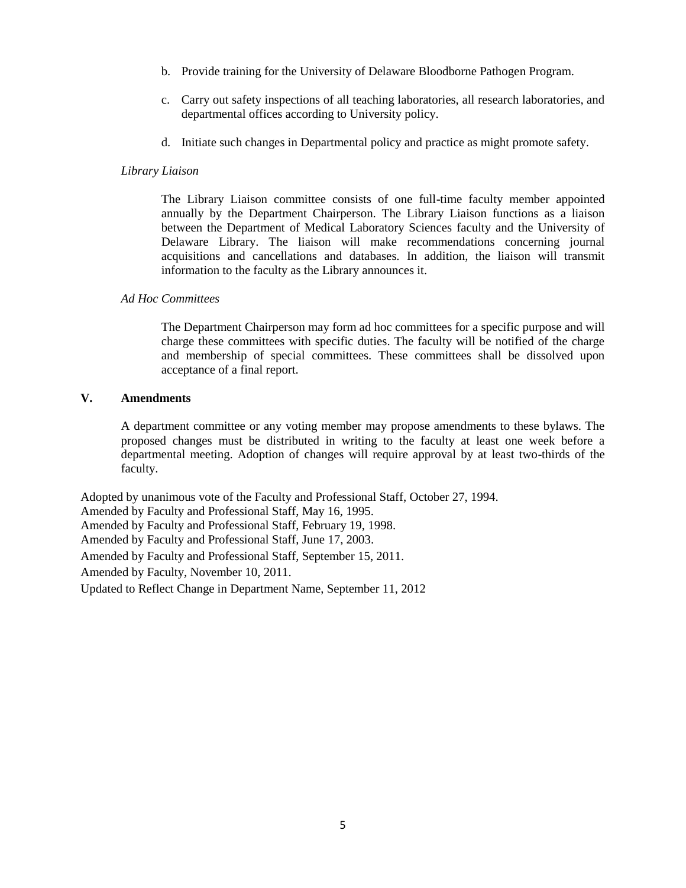b. Provide training for the University of Delaware Bloodborne Pathogen Program.

c. Carry out safety inspections of all teaching laboratories, all research laboratories, and departmental offices according to University policy.

d. Initiate such changes in Departmental policy and practice as might promote safety.

*Library Liaison*

The Library Liaison committee consists of one full-time faculty member appointed annually by the Department Chairperson. The Library Liaison functions as a liaison between the Department of Medical Laboratory Sciences faculty and the University of Delaware Library. The liaison will make recommendations concerning journal acquisitions and cancellations and databases. In addition, the liaison will transmit information to the faculty as the Library announces it.

*Ad Hoc Committees*

The Department Chairperson may form ad hoc committees for a specific purpose and will charge these committees with specific duties. The faculty will be notified of the charge and membership of special committees. These committees shall be dissolved upon acceptance of a final report.

## V. Amendments

A department committee or any voting member may propose amendments to these bylaws. The proposed changes must be distributed in writing to the faculty at least one week before a departmental meeting. Adoption of changes will require approval by at least two-thirds of the faculty.

Adopted by unanimous vote of the Faculty and Professional Staff, October 27, 1994.
Amended by Faculty and Professional Staff, May 16, 1995.
Amended by Faculty and Professional Staff, February 19, 1998.
Amended by Faculty and Professional Staff, June 17, 2003.
Amended by Faculty and Professional Staff, September 15, 2011.
Amended by Faculty, November 10, 2011.
Updated to Reflect Change in Department Name, September 11, 2012